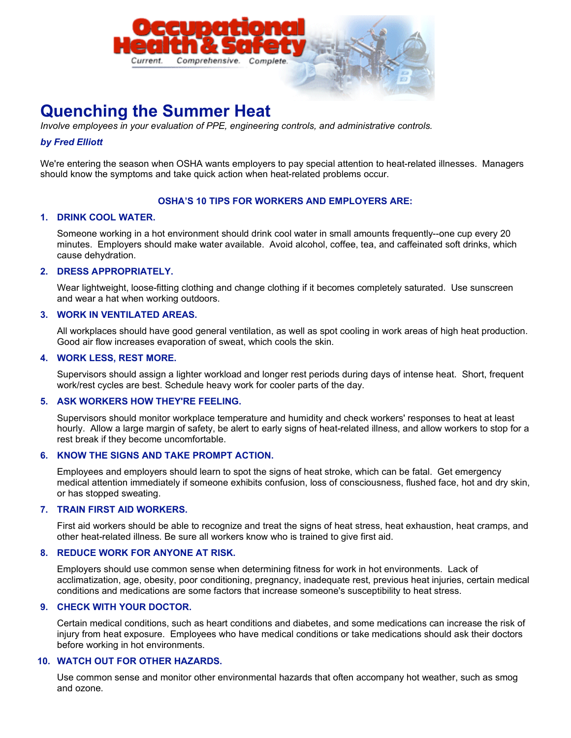# Quenching the Summer Heat

*Involve employees in your evaluation of PPE, engineering controls, and administrative controls.*

***by Fred Elliott***

We're entering the season when OSHA wants employers to pay special attention to heat-related illnesses. Managers should know the symptoms and take quick action when heat-related problems occur.

**OSHA'S 10 TIPS FOR WORKERS AND EMPLOYERS ARE:**

1. **DRINK COOL WATER.**

   Someone working in a hot environment should drink cool water in small amounts frequently--one cup every 20 minutes. Employers should make water available. Avoid alcohol, coffee, tea, and caffeinated soft drinks, which cause dehydration.

2. **DRESS APPROPRIATELY.**

   Wear lightweight, loose-fitting clothing and change clothing if it becomes completely saturated. Use sunscreen and wear a hat when working outdoors.

3. **WORK IN VENTILATED AREAS.**

   All workplaces should have good general ventilation, as well as spot cooling in work areas of high heat production. Good air flow increases evaporation of sweat, which cools the skin.

4. **WORK LESS, REST MORE.**

   Supervisors should assign a lighter workload and longer rest periods during days of intense heat. Short, frequent work/rest cycles are best. Schedule heavy work for cooler parts of the day.

5. **ASK WORKERS HOW THEY'RE FEELING.**

   Supervisors should monitor workplace temperature and humidity and check workers' responses to heat at least hourly. Allow a large margin of safety, be alert to early signs of heat-related illness, and allow workers to stop for a rest break if they become uncomfortable.

6. **KNOW THE SIGNS AND TAKE PROMPT ACTION.**

   Employees and employers should learn to spot the signs of heat stroke, which can be fatal. Get emergency medical attention immediately if someone exhibits confusion, loss of consciousness, flushed face, hot and dry skin, or has stopped sweating.

7. **TRAIN FIRST AID WORKERS.**

   First aid workers should be able to recognize and treat the signs of heat stress, heat exhaustion, heat cramps, and other heat-related illness. Be sure all workers know who is trained to give first aid.

8. **REDUCE WORK FOR ANYONE AT RISK.**

   Employers should use common sense when determining fitness for work in hot environments. Lack of acclimatization, age, obesity, poor conditioning, pregnancy, inadequate rest, previous heat injuries, certain medical conditions and medications are some factors that increase someone's susceptibility to heat stress.

9. **CHECK WITH YOUR DOCTOR.**

   Certain medical conditions, such as heart conditions and diabetes, and some medications can increase the risk of injury from heat exposure. Employees who have medical conditions or take medications should ask their doctors before working in hot environments.

10. **WATCH OUT FOR OTHER HAZARDS.**

    Use common sense and monitor other environmental hazards that often accompany hot weather, such as smog and ozone.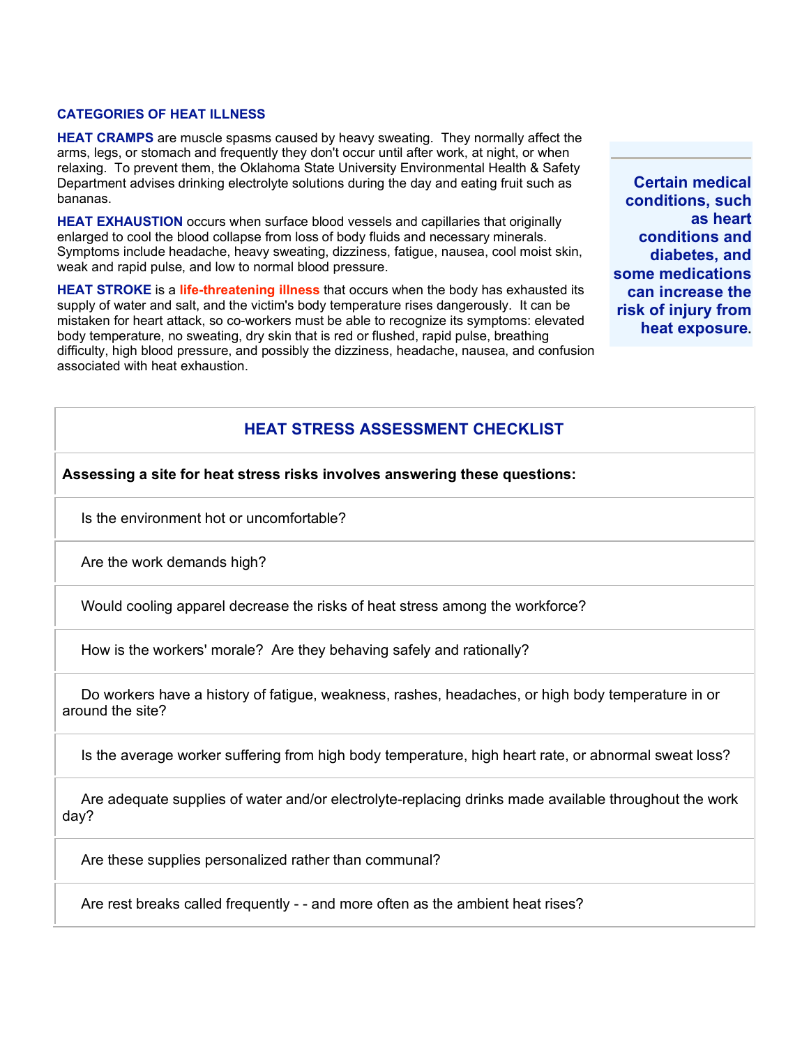## CATEGORIES OF HEAT ILLNESS

**HEAT CRAMPS** are muscle spasms caused by heavy sweating. They normally affect the arms, legs, or stomach and frequently they don't occur until after work, at night, or when relaxing. To prevent them, the Oklahoma State University Environmental Health & Safety Department advises drinking electrolyte solutions during the day and eating fruit such as bananas.

**HEAT EXHAUSTION** occurs when surface blood vessels and capillaries that originally enlarged to cool the blood collapse from loss of body fluids and necessary minerals. Symptoms include headache, heavy sweating, dizziness, fatigue, nausea, cool moist skin, weak and rapid pulse, and low to normal blood pressure.

**HEAT STROKE** is a **life-threatening illness** that occurs when the body has exhausted its supply of water and salt, and the victim's body temperature rises dangerously. It can be mistaken for heart attack, so co-workers must be able to recognize its symptoms: elevated body temperature, no sweating, dry skin that is red or flushed, rapid pulse, breathing difficulty, high blood pressure, and possibly the dizziness, headache, nausea, and confusion associated with heat exhaustion.

**Certain medical conditions, such as heart conditions and diabetes, and some medications can increase the risk of injury from heat exposure.**

| HEAT STRESS ASSESSMENT CHECKLIST |
|---|
| **Assessing a site for heat stress risks involves answering these questions:** |
| Is the environment hot or uncomfortable? |
| Are the work demands high? |
| Would cooling apparel decrease the risks of heat stress among the workforce? |
| How is the workers' morale? Are they behaving safely and rationally? |
| Do workers have a history of fatigue, weakness, rashes, headaches, or high body temperature in or around the site? |
| Is the average worker suffering from high body temperature, high heart rate, or abnormal sweat loss? |
| Are adequate supplies of water and/or electrolyte-replacing drinks made available throughout the work day? |
| Are these supplies personalized rather than communal? |
| Are rest breaks called frequently - - and more often as the ambient heat rises? |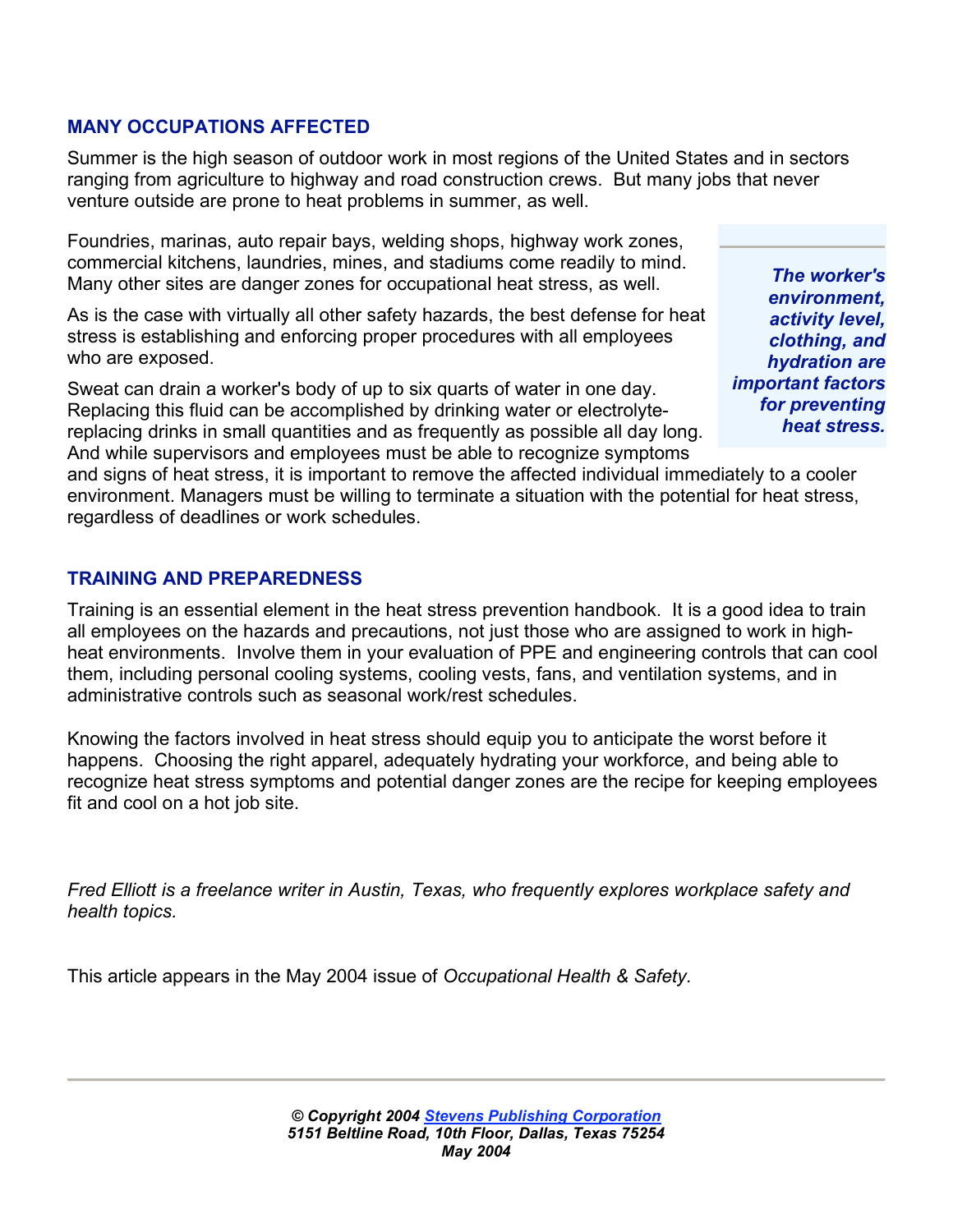## MANY OCCUPATIONS AFFECTED

Summer is the high season of outdoor work in most regions of the United States and in sectors ranging from agriculture to highway and road construction crews. But many jobs that never venture outside are prone to heat problems in summer, as well.

Foundries, marinas, auto repair bays, welding shops, highway work zones, commercial kitchens, laundries, mines, and stadiums come readily to mind. Many other sites are danger zones for occupational heat stress, as well.

> ***The worker's environment, activity level, clothing, and hydration are important factors for preventing heat stress.***

As is the case with virtually all other safety hazards, the best defense for heat stress is establishing and enforcing proper procedures with all employees who are exposed.

Sweat can drain a worker's body of up to six quarts of water in one day. Replacing this fluid can be accomplished by drinking water or electrolyte-replacing drinks in small quantities and as frequently as possible all day long. And while supervisors and employees must be able to recognize symptoms and signs of heat stress, it is important to remove the affected individual immediately to a cooler environment. Managers must be willing to terminate a situation with the potential for heat stress, regardless of deadlines or work schedules.

## TRAINING AND PREPAREDNESS

Training is an essential element in the heat stress prevention handbook. It is a good idea to train all employees on the hazards and precautions, not just those who are assigned to work in high-heat environments. Involve them in your evaluation of PPE and engineering controls that can cool them, including personal cooling systems, cooling vests, fans, and ventilation systems, and in administrative controls such as seasonal work/rest schedules.

Knowing the factors involved in heat stress should equip you to anticipate the worst before it happens. Choosing the right apparel, adequately hydrating your workforce, and being able to recognize heat stress symptoms and potential danger zones are the recipe for keeping employees fit and cool on a hot job site.

*Fred Elliott is a freelance writer in Austin, Texas, who frequently explores workplace safety and health topics.*

This article appears in the May 2004 issue of *Occupational Health & Safety.*

---

***© Copyright 2004 Stevens Publishing Corporation***
***5151 Beltline Road, 10th Floor, Dallas, Texas 75254***
***May 2004***